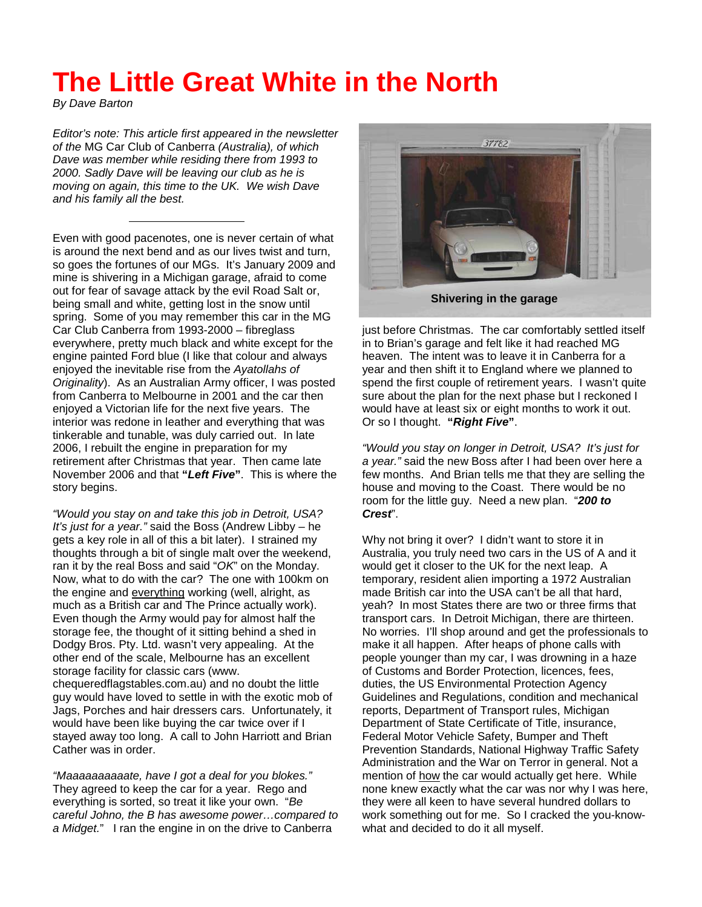# The Little Great White in the North

*By Dave Barton*

*Editor's note: This article first appeared in the newsletter of the* MG Car Club of Canberra *(Australia), of which Dave was member while residing there from 1993 to 2000. Sadly Dave will be leaving our club as he is moving on again, this time to the UK. We wish Dave and his family all the best.*

---

Even with good pacenotes, one is never certain of what is around the next bend and as our lives twist and turn, so goes the fortunes of our MGs. It's January 2009 and mine is shivering in a Michigan garage, afraid to come out for fear of savage attack by the evil Road Salt or, being small and white, getting lost in the snow until spring. Some of you may remember this car in the MG Car Club Canberra from 1993-2000 – fibreglass everywhere, pretty much black and white except for the engine painted Ford blue (I like that colour and always enjoyed the inevitable rise from the *Ayatollahs of Originality*). As an Australian Army officer, I was posted from Canberra to Melbourne in 2001 and the car then enjoyed a Victorian life for the next five years. The interior was redone in leather and everything that was tinkerable and tunable, was duly carried out. In late 2006, I rebuilt the engine in preparation for my retirement after Christmas that year. Then came late November 2006 and that **"*Left Five*"**. This is where the story begins.

*"Would you stay on and take this job in Detroit, USA? It's just for a year."* said the Boss (Andrew Libby – he gets a key role in all of this a bit later). I strained my thoughts through a bit of single malt over the weekend, ran it by the real Boss and said "*OK*" on the Monday. Now, what to do with the car? The one with 100km on the engine and everything working (well, alright, as much as a British car and The Prince actually work). Even though the Army would pay for almost half the storage fee, the thought of it sitting behind a shed in Dodgy Bros. Pty. Ltd. wasn't very appealing. At the other end of the scale, Melbourne has an excellent storage facility for classic cars (www. chequeredflagstables.com.au) and no doubt the little guy would have loved to settle in with the exotic mob of Jags, Porches and hair dressers cars. Unfortunately, it would have been like buying the car twice over if I stayed away too long. A call to John Harriott and Brian Cather was in order.

*"Maaaaaaaaaaate, have I got a deal for you blokes."* They agreed to keep the car for a year. Rego and everything is sorted, so treat it like your own. "*Be careful Johno, the B has awesome power…compared to a Midget.*" I ran the engine in on the drive to Canberra just before Christmas. The car comfortably settled itself in to Brian's garage and felt like it had reached MG heaven. The intent was to leave it in Canberra for a year and then shift it to England where we planned to spend the first couple of retirement years. I wasn't quite sure about the plan for the next phase but I reckoned I would have at least six or eight months to work it out. Or so I thought. **"*Right Five*"**.

**Shivering in the garage**

*"Would you stay on longer in Detroit, USA? It's just for a year."* said the new Boss after I had been over here a few months. And Brian tells me that they are selling the house and moving to the Coast. There would be no room for the little guy. Need a new plan. "***200 to Crest***".

Why not bring it over? I didn't want to store it in Australia, you truly need two cars in the US of A and it would get it closer to the UK for the next leap. A temporary, resident alien importing a 1972 Australian made British car into the USA can't be all that hard, yeah? In most States there are two or three firms that transport cars. In Detroit Michigan, there are thirteen. No worries. I'll shop around and get the professionals to make it all happen. After heaps of phone calls with people younger than my car, I was drowning in a haze of Customs and Border Protection, licences, fees, duties, the US Environmental Protection Agency Guidelines and Regulations, condition and mechanical reports, Department of Transport rules, Michigan Department of State Certificate of Title, insurance, Federal Motor Vehicle Safety, Bumper and Theft Prevention Standards, National Highway Traffic Safety Administration and the War on Terror in general. Not a mention of how the car would actually get here. While none knew exactly what the car was nor why I was here, they were all keen to have several hundred dollars to work something out for me. So I cracked the you-know-what and decided to do it all myself.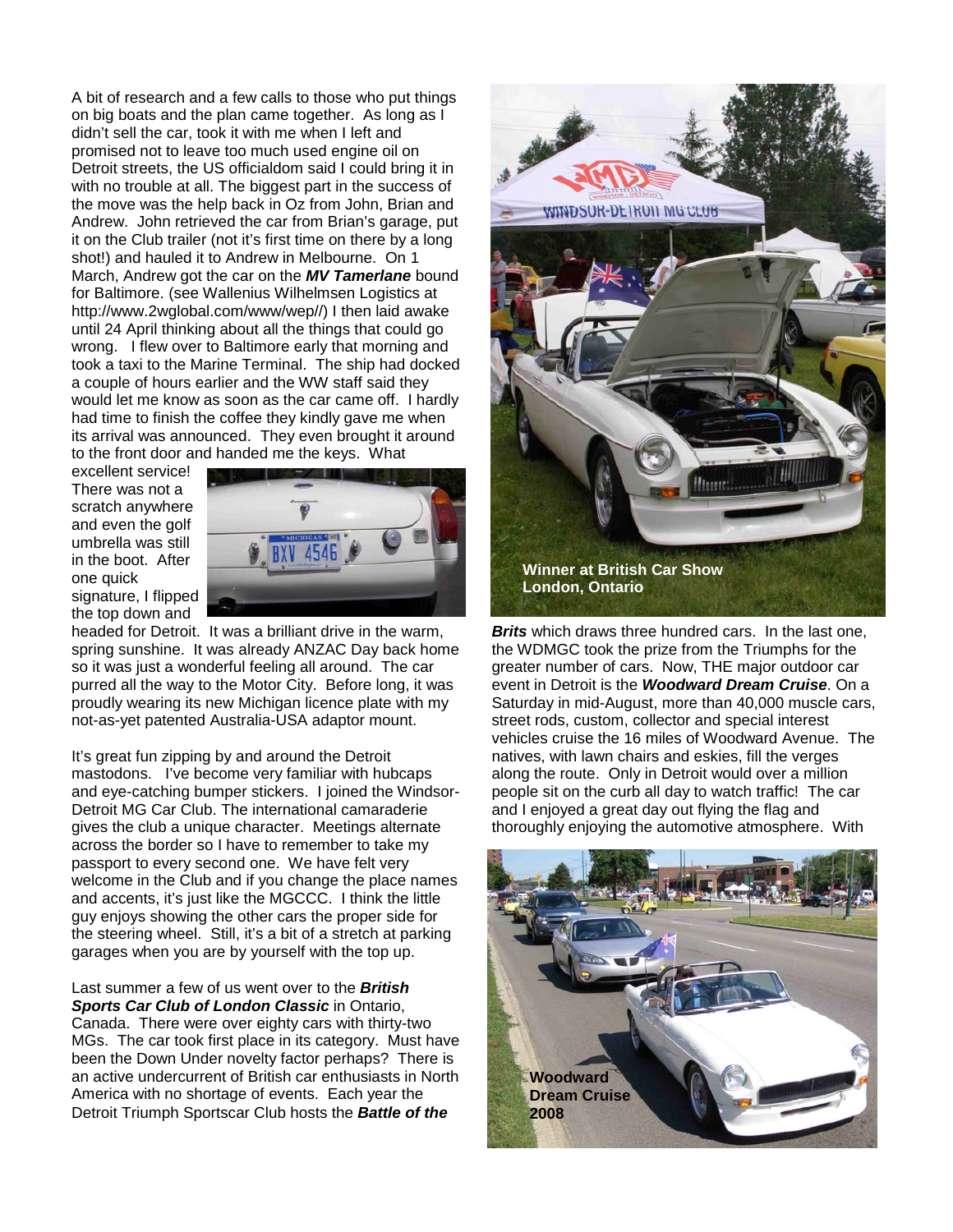A bit of research and a few calls to those who put things on big boats and the plan came together. As long as I didn't sell the car, took it with me when I left and promised not to leave too much used engine oil on Detroit streets, the US officialdom said I could bring it in with no trouble at all. The biggest part in the success of the move was the help back in Oz from John, Brian and Andrew. John retrieved the car from Brian's garage, put it on the Club trailer (not it's first time on there by a long shot!) and hauled it to Andrew in Melbourne. On 1 March, Andrew got the car on the ***MV Tamerlane*** bound for Baltimore. (see Wallenius Wilhelmsen Logistics at http://www.2wglobal.com/www/wep//) I then laid awake until 24 April thinking about all the things that could go wrong. I flew over to Baltimore early that morning and took a taxi to the Marine Terminal. The ship had docked a couple of hours earlier and the WW staff said they would let me know as soon as the car came off. I hardly had time to finish the coffee they kindly gave me when its arrival was announced. They even brought it around to the front door and handed me the keys. What excellent service! There was not a scratch anywhere and even the golf umbrella was still in the boot. After one quick signature, I flipped the top down and headed for Detroit. It was a brilliant drive in the warm, spring sunshine. It was already ANZAC Day back home so it was just a wonderful feeling all around. The car purred all the way to the Motor City. Before long, it was proudly wearing its new Michigan licence plate with my not-as-yet patented Australia-USA adaptor mount.

It's great fun zipping by and around the Detroit mastodons. I've become very familiar with hubcaps and eye-catching bumper stickers. I joined the Windsor-Detroit MG Car Club. The international camaraderie gives the club a unique character. Meetings alternate across the border so I have to remember to take my passport to every second one. We have felt very welcome in the Club and if you change the place names and accents, it's just like the MGCCC. I think the little guy enjoys showing the other cars the proper side for the steering wheel. Still, it's a bit of a stretch at parking garages when you are by yourself with the top up.

Last summer a few of us went over to the ***British Sports Car Club of London Classic*** in Ontario, Canada. There were over eighty cars with thirty-two MGs. The car took first place in its category. Must have been the Down Under novelty factor perhaps? There is an active undercurrent of British car enthusiasts in North America with no shortage of events. Each year the Detroit Triumph Sportscar Club hosts the ***Battle of the Brits*** which draws three hundred cars. In the last one, the WDMGC took the prize from the Triumphs for the greater number of cars. Now, THE major outdoor car event in Detroit is the ***Woodward Dream Cruise***. On a Saturday in mid-August, more than 40,000 muscle cars, street rods, custom, collector and special interest vehicles cruise the 16 miles of Woodward Avenue. The natives, with lawn chairs and eskies, fill the verges along the route. Only in Detroit would over a million people sit on the curb all day to watch traffic! The car and I enjoyed a great day out flying the flag and thoroughly enjoying the automotive atmosphere. With

**Winner at British Car Show London, Ontario**

**Woodward Dream Cruise 2008**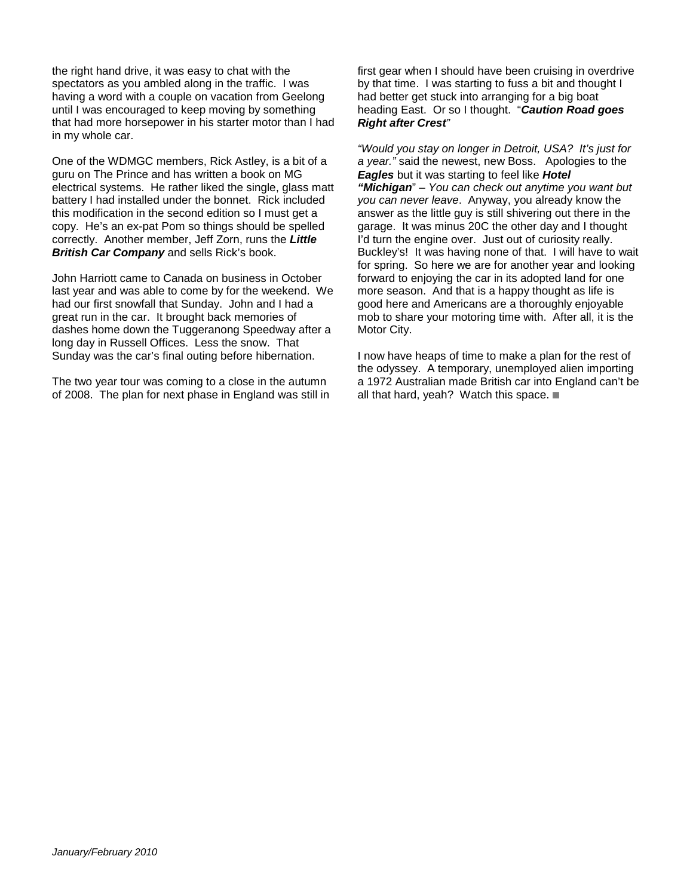the right hand drive, it was easy to chat with the spectators as you ambled along in the traffic. I was having a word with a couple on vacation from Geelong until I was encouraged to keep moving by something that had more horsepower in his starter motor than I had in my whole car.

One of the WDMGC members, Rick Astley, is a bit of a guru on The Prince and has written a book on MG electrical systems. He rather liked the single, glass matt battery I had installed under the bonnet. Rick included this modification in the second edition so I must get a copy. He's an ex-pat Pom so things should be spelled correctly. Another member, Jeff Zorn, runs the ***Little British Car Company*** and sells Rick's book.

John Harriott came to Canada on business in October last year and was able to come by for the weekend. We had our first snowfall that Sunday. John and I had a great run in the car. It brought back memories of dashes home down the Tuggeranong Speedway after a long day in Russell Offices. Less the snow. That Sunday was the car's final outing before hibernation.

The two year tour was coming to a close in the autumn of 2008. The plan for next phase in England was still in first gear when I should have been cruising in overdrive by that time. I was starting to fuss a bit and thought I had better get stuck into arranging for a big boat heading East. Or so I thought. "***Caution Road goes Right after Crest***"

*"Would you stay on longer in Detroit, USA? It's just for a year."* said the newest, new Boss. Apologies to the ***Eagles*** but it was starting to feel like ***Hotel "Michigan***" – *You can check out anytime you want but you can never leave*. Anyway, you already know the answer as the little guy is still shivering out there in the garage. It was minus 20C the other day and I thought I'd turn the engine over. Just out of curiosity really. Buckley's! It was having none of that. I will have to wait for spring. So here we are for another year and looking forward to enjoying the car in its adopted land for one more season. And that is a happy thought as life is good here and Americans are a thoroughly enjoyable mob to share your motoring time with. After all, it is the Motor City.

I now have heaps of time to make a plan for the rest of the odyssey. A temporary, unemployed alien importing a 1972 Australian made British car into England can't be all that hard, yeah? Watch this space. ■